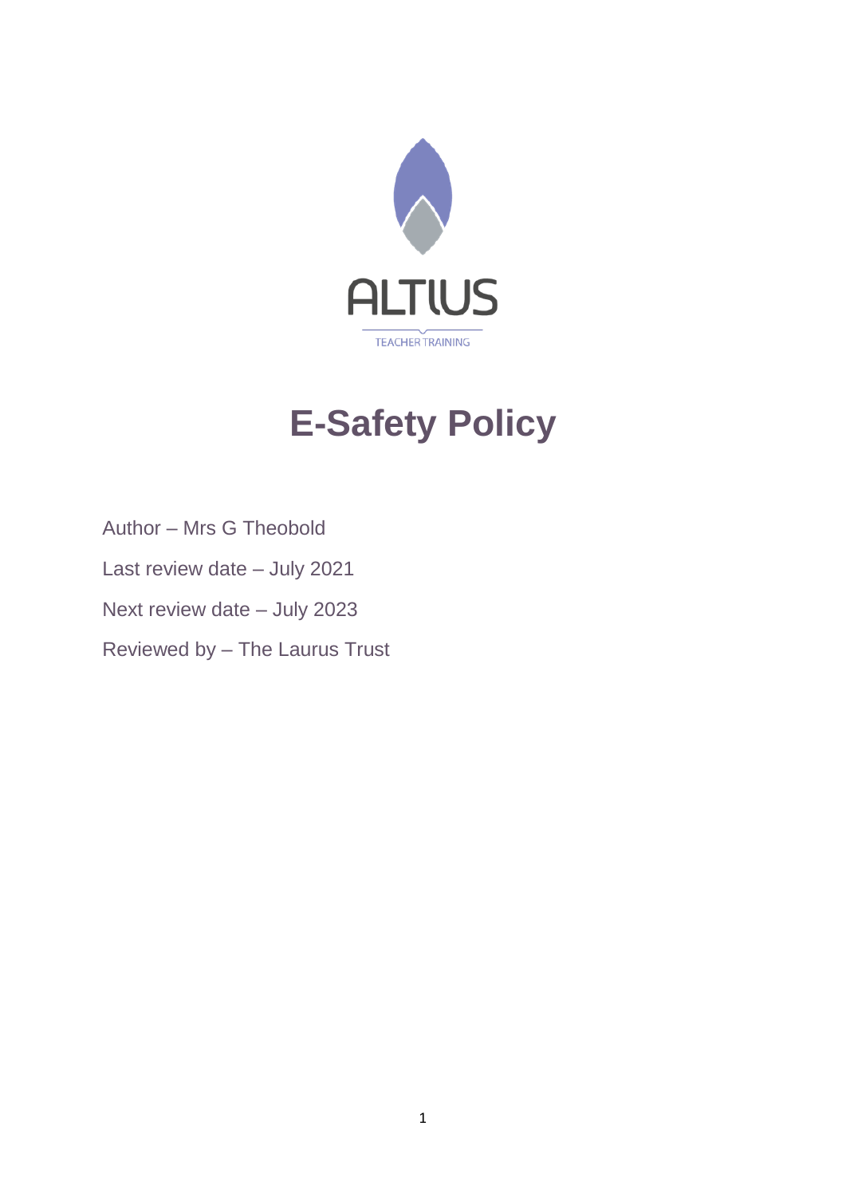ALTIUS

TEACHER TRAINING

# E-Safety Policy

Author – Mrs G Theobold

Last review date – July 2021

Next review date – July 2023

Reviewed by – The Laurus Trust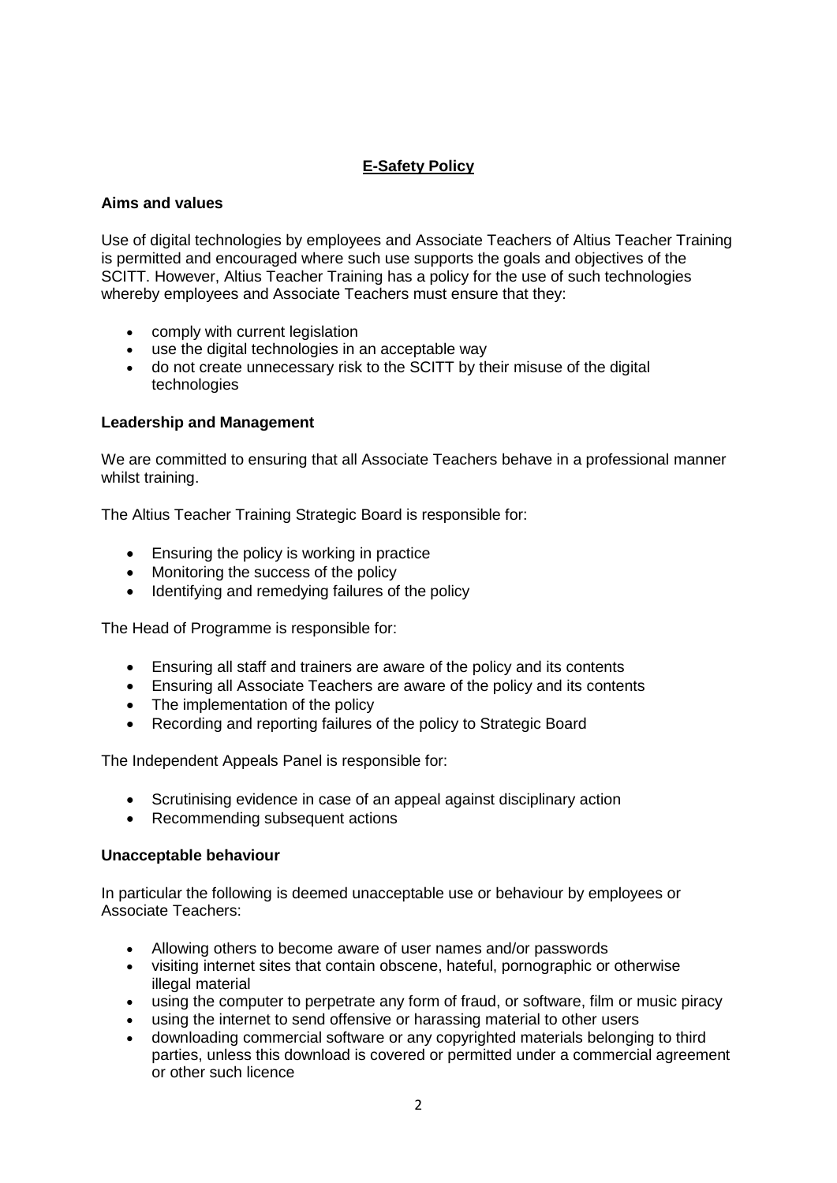# E-Safety Policy

## Aims and values

Use of digital technologies by employees and Associate Teachers of Altius Teacher Training is permitted and encouraged where such use supports the goals and objectives of the SCITT. However, Altius Teacher Training has a policy for the use of such technologies whereby employees and Associate Teachers must ensure that they:

- comply with current legislation
- use the digital technologies in an acceptable way
- do not create unnecessary risk to the SCITT by their misuse of the digital technologies

## Leadership and Management

We are committed to ensuring that all Associate Teachers behave in a professional manner whilst training.

The Altius Teacher Training Strategic Board is responsible for:

- Ensuring the policy is working in practice
- Monitoring the success of the policy
- Identifying and remedying failures of the policy

The Head of Programme is responsible for:

- Ensuring all staff and trainers are aware of the policy and its contents
- Ensuring all Associate Teachers are aware of the policy and its contents
- The implementation of the policy
- Recording and reporting failures of the policy to Strategic Board

The Independent Appeals Panel is responsible for:

- Scrutinising evidence in case of an appeal against disciplinary action
- Recommending subsequent actions

## Unacceptable behaviour

In particular the following is deemed unacceptable use or behaviour by employees or Associate Teachers:

- Allowing others to become aware of user names and/or passwords
- visiting internet sites that contain obscene, hateful, pornographic or otherwise illegal material
- using the computer to perpetrate any form of fraud, or software, film or music piracy
- using the internet to send offensive or harassing material to other users
- downloading commercial software or any copyrighted materials belonging to third parties, unless this download is covered or permitted under a commercial agreement or other such licence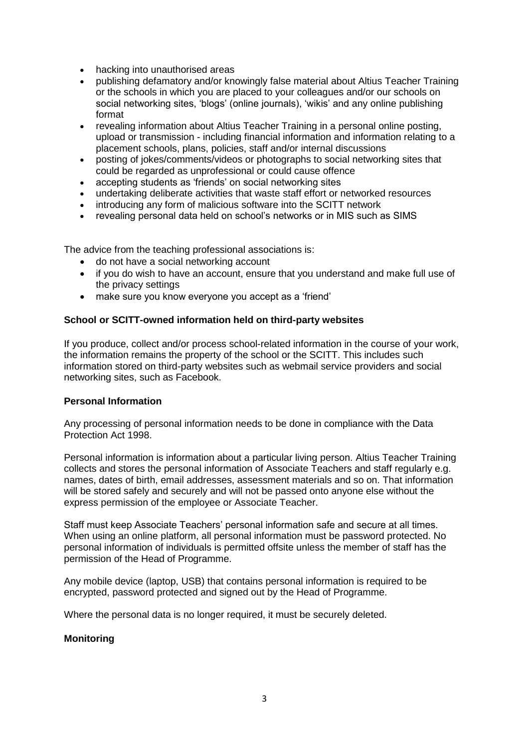- hacking into unauthorised areas
- publishing defamatory and/or knowingly false material about Altius Teacher Training or the schools in which you are placed to your colleagues and/or our schools on social networking sites, 'blogs' (online journals), 'wikis' and any online publishing format
- revealing information about Altius Teacher Training in a personal online posting, upload or transmission - including financial information and information relating to a placement schools, plans, policies, staff and/or internal discussions
- posting of jokes/comments/videos or photographs to social networking sites that could be regarded as unprofessional or could cause offence
- accepting students as 'friends' on social networking sites
- undertaking deliberate activities that waste staff effort or networked resources
- introducing any form of malicious software into the SCITT network
- revealing personal data held on school's networks or in MIS such as SIMS

The advice from the teaching professional associations is:

- do not have a social networking account
- if you do wish to have an account, ensure that you understand and make full use of the privacy settings
- make sure you know everyone you accept as a 'friend'

**School or SCITT-owned information held on third-party websites**

If you produce, collect and/or process school-related information in the course of your work, the information remains the property of the school or the SCITT. This includes such information stored on third-party websites such as webmail service providers and social networking sites, such as Facebook.

**Personal Information**

Any processing of personal information needs to be done in compliance with the Data Protection Act 1998.

Personal information is information about a particular living person. Altius Teacher Training collects and stores the personal information of Associate Teachers and staff regularly e.g. names, dates of birth, email addresses, assessment materials and so on. That information will be stored safely and securely and will not be passed onto anyone else without the express permission of the employee or Associate Teacher.

Staff must keep Associate Teachers' personal information safe and secure at all times. When using an online platform, all personal information must be password protected. No personal information of individuals is permitted offsite unless the member of staff has the permission of the Head of Programme.

Any mobile device (laptop, USB) that contains personal information is required to be encrypted, password protected and signed out by the Head of Programme.

Where the personal data is no longer required, it must be securely deleted.

**Monitoring**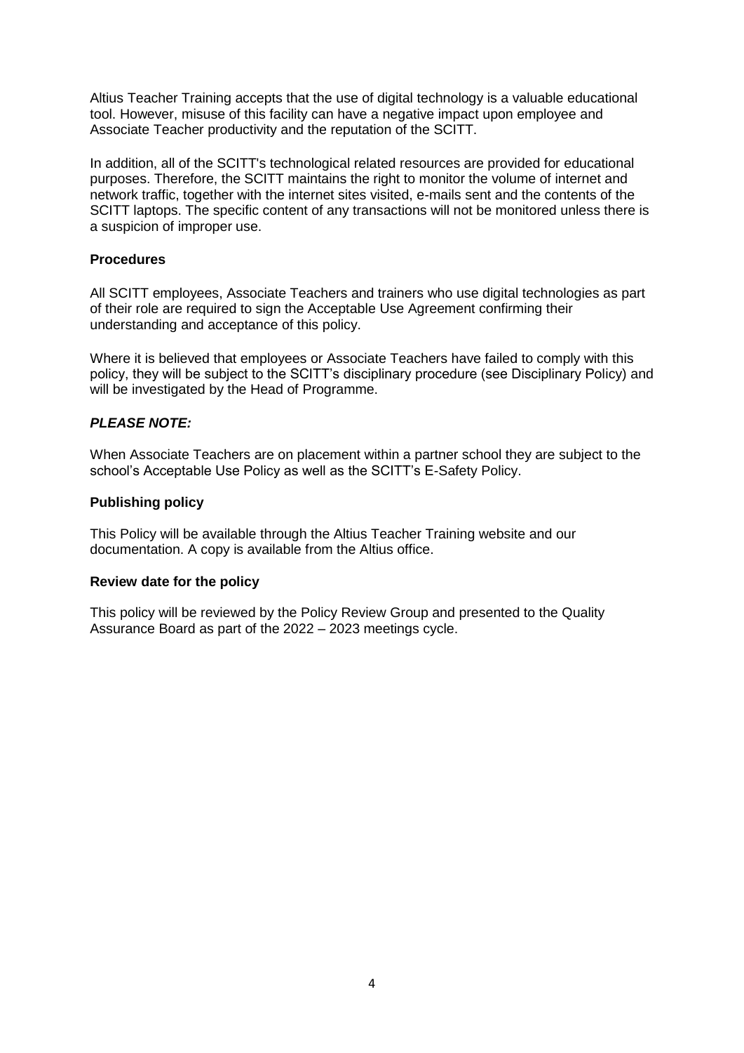Altius Teacher Training accepts that the use of digital technology is a valuable educational tool. However, misuse of this facility can have a negative impact upon employee and Associate Teacher productivity and the reputation of the SCITT.

In addition, all of the SCITT's technological related resources are provided for educational purposes. Therefore, the SCITT maintains the right to monitor the volume of internet and network traffic, together with the internet sites visited, e-mails sent and the contents of the SCITT laptops. The specific content of any transactions will not be monitored unless there is a suspicion of improper use.

### Procedures

All SCITT employees, Associate Teachers and trainers who use digital technologies as part of their role are required to sign the Acceptable Use Agreement confirming their understanding and acceptance of this policy.

Where it is believed that employees or Associate Teachers have failed to comply with this policy, they will be subject to the SCITT's disciplinary procedure (see Disciplinary Policy) and will be investigated by the Head of Programme.

***PLEASE NOTE:***

When Associate Teachers are on placement within a partner school they are subject to the school's Acceptable Use Policy as well as the SCITT's E-Safety Policy.

### Publishing policy

This Policy will be available through the Altius Teacher Training website and our documentation. A copy is available from the Altius office.

### Review date for the policy

This policy will be reviewed by the Policy Review Group and presented to the Quality Assurance Board as part of the 2022 – 2023 meetings cycle.